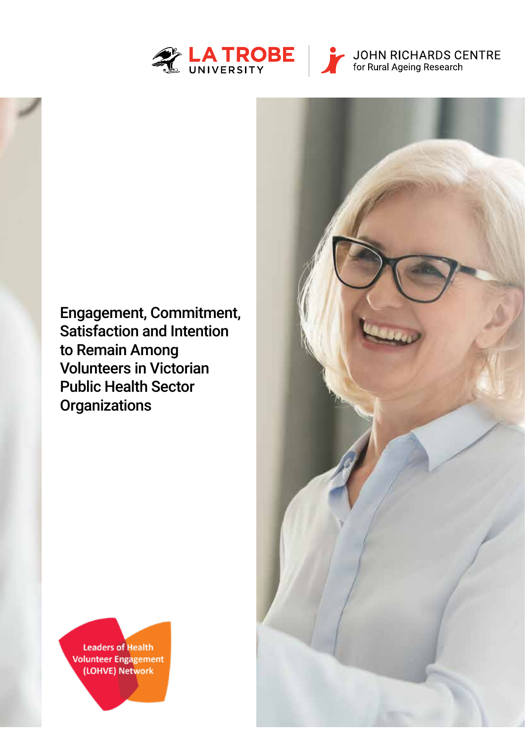LA TROBE UNIVERSITY

JOHN RICHARDS CENTRE for Rural Ageing Research

# Engagement, Commitment, Satisfaction and Intention to Remain Among Volunteers in Victorian Public Health Sector Organizations

Leaders of Health Volunteer Engagement (LOHVE) Network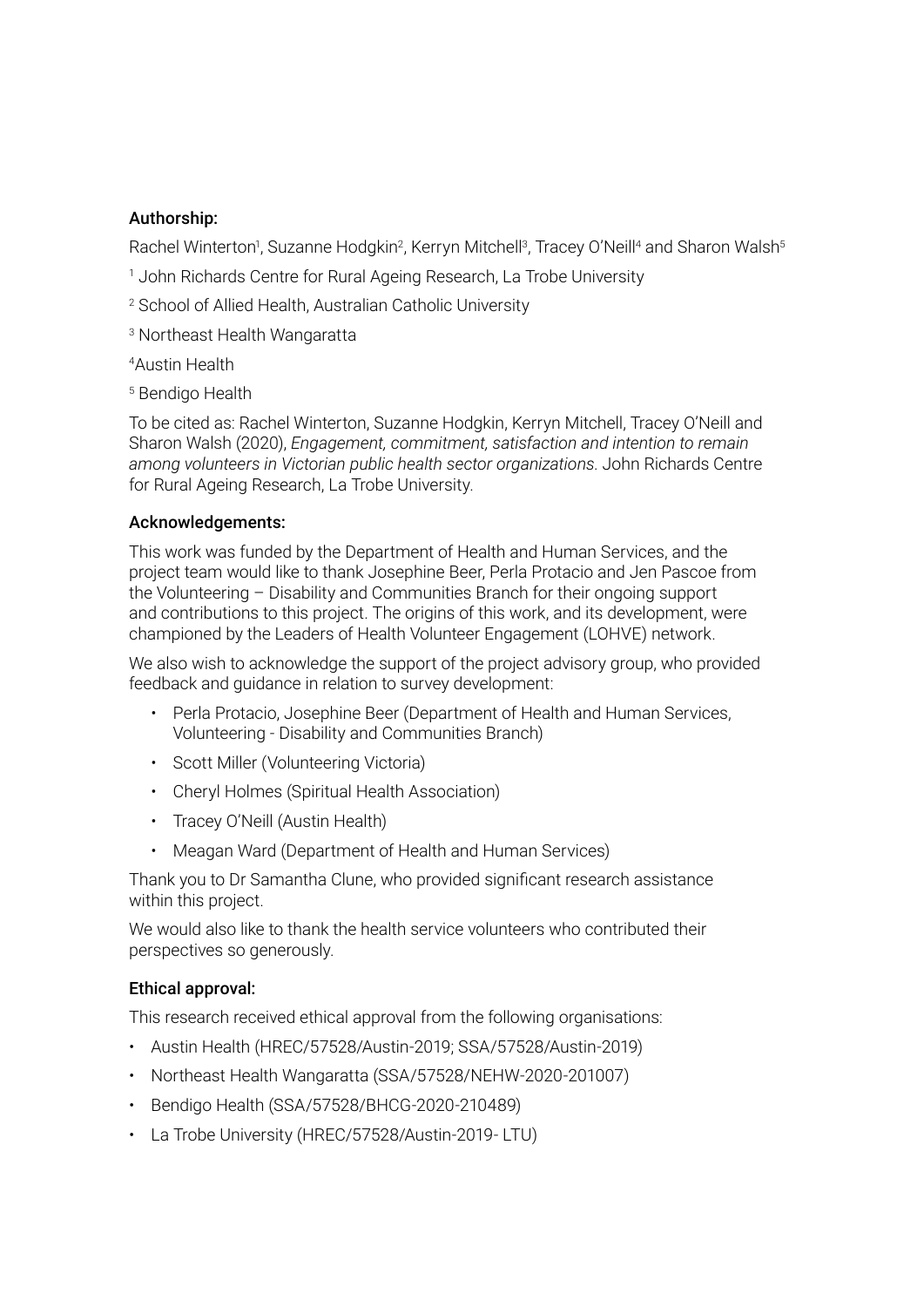**Authorship:**

Rachel Winterton[1], Suzanne Hodgkin[2], Kerryn Mitchell[3], Tracey O'Neill[4] and Sharon Walsh[5]

[1] John Richards Centre for Rural Ageing Research, La Trobe University

[2] School of Allied Health, Australian Catholic University

[3] Northeast Health Wangaratta

[4] Austin Health

[5] Bendigo Health

To be cited as: Rachel Winterton, Suzanne Hodgkin, Kerryn Mitchell, Tracey O'Neill and Sharon Walsh (2020), *Engagement, commitment, satisfaction and intention to remain among volunteers in Victorian public health sector organizations*. John Richards Centre for Rural Ageing Research, La Trobe University.

**Acknowledgements:**

This work was funded by the Department of Health and Human Services, and the project team would like to thank Josephine Beer, Perla Protacio and Jen Pascoe from the Volunteering – Disability and Communities Branch for their ongoing support and contributions to this project. The origins of this work, and its development, were championed by the Leaders of Health Volunteer Engagement (LOHVE) network.

We also wish to acknowledge the support of the project advisory group, who provided feedback and guidance in relation to survey development:

- Perla Protacio, Josephine Beer (Department of Health and Human Services, Volunteering - Disability and Communities Branch)
- Scott Miller (Volunteering Victoria)
- Cheryl Holmes (Spiritual Health Association)
- Tracey O'Neill (Austin Health)
- Meagan Ward (Department of Health and Human Services)

Thank you to Dr Samantha Clune, who provided significant research assistance within this project.

We would also like to thank the health service volunteers who contributed their perspectives so generously.

**Ethical approval:**

This research received ethical approval from the following organisations:

- Austin Health (HREC/57528/Austin-2019; SSA/57528/Austin-2019)
- Northeast Health Wangaratta (SSA/57528/NEHW-2020-201007)
- Bendigo Health (SSA/57528/BHCG-2020-210489)
- La Trobe University (HREC/57528/Austin-2019- LTU)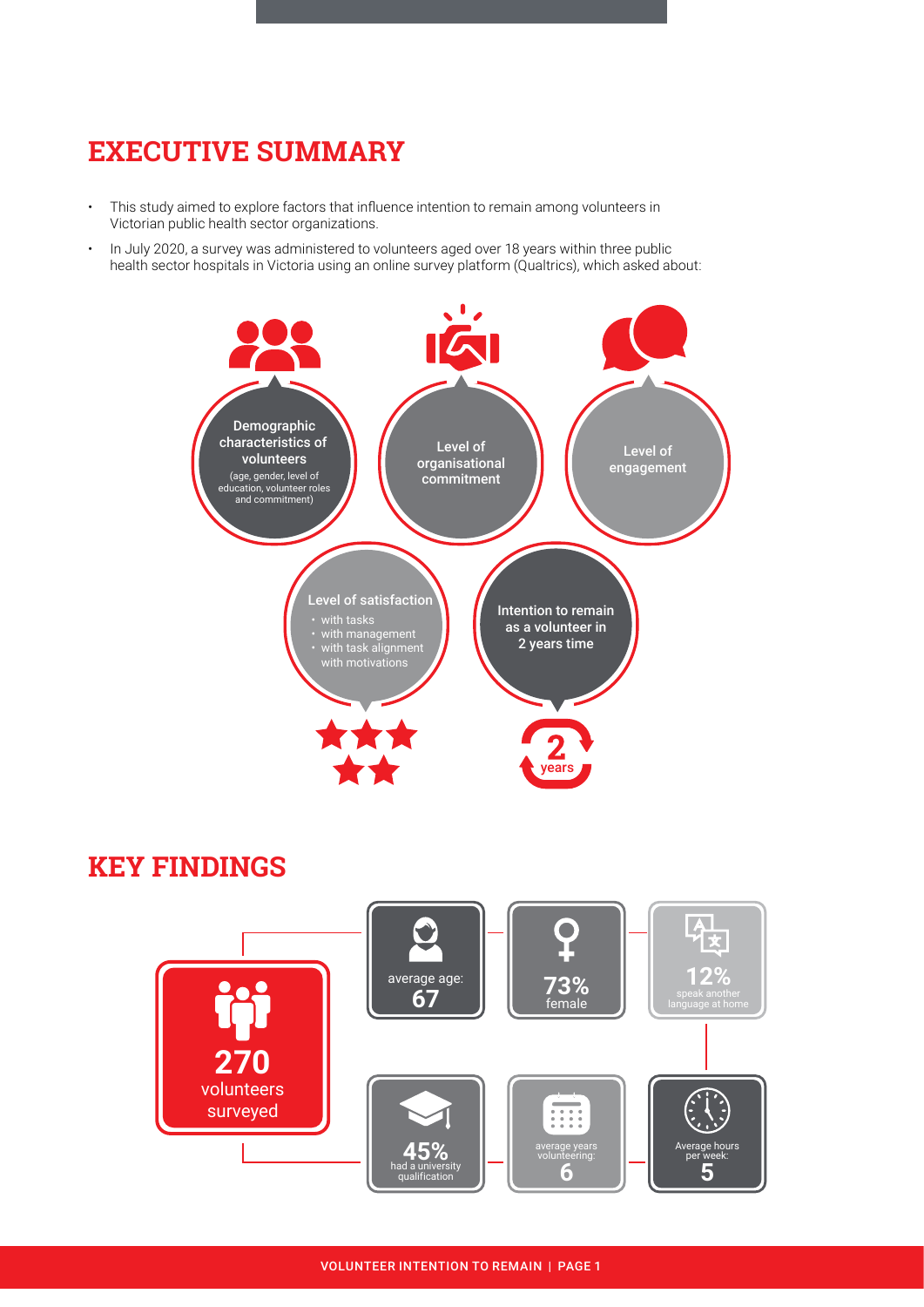# EXECUTIVE SUMMARY

- This study aimed to explore factors that influence intention to remain among volunteers in Victorian public health sector organizations.
- In July 2020, a survey was administered to volunteers aged over 18 years within three public health sector hospitals in Victoria using an online survey platform (Qualtrics), which asked about:

**Demographic characteristics of volunteers**
(age, gender, level of education, volunteer roles and commitment)

**Level of organisational commitment**

**Level of engagement**

**Level of satisfaction**
- with tasks
- with management
- with task alignment with motivations

**Intention to remain as a volunteer in 2 years time**

2 years

# KEY FINDINGS

**270** volunteers surveyed

average age: **67**

**73%** female

**12%** speak another language at home

**45%** had a university qualification

average years volunteering: **6**

Average hours per week: **5**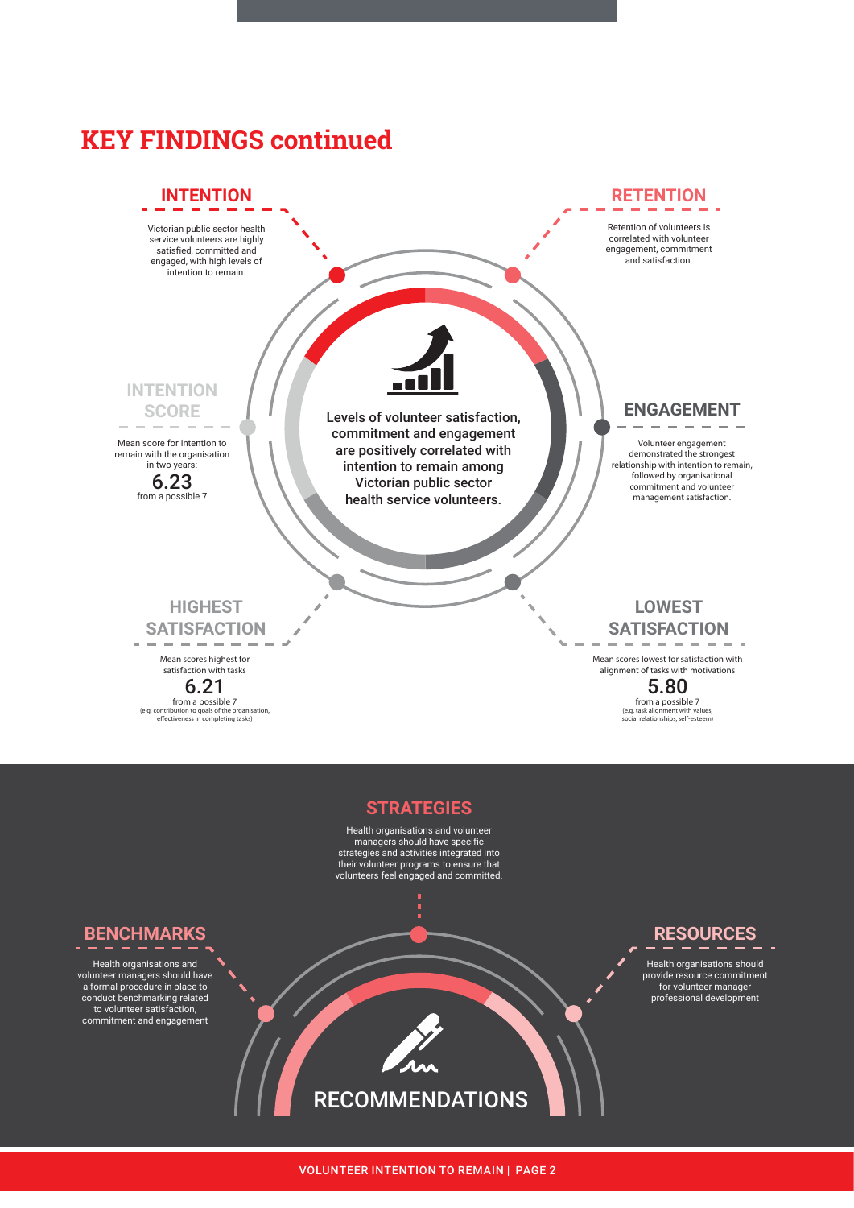# KEY FINDINGS continued

## INTENTION

Victorian public sector health service volunteers are highly satisfied, committed and engaged, with high levels of intention to remain.

## RETENTION

Retention of volunteers is correlated with volunteer engagement, commitment and satisfaction.

## INTENTION SCORE

Mean score for intention to remain with the organisation in two years:

**6.23**

from a possible 7

**Levels of volunteer satisfaction, commitment and engagement are positively correlated with intention to remain among Victorian public sector health service volunteers.**

## ENGAGEMENT

Volunteer engagement demonstrated the strongest relationship with intention to remain, followed by organisational commitment and volunteer management satisfaction.

## HIGHEST SATISFACTION

Mean scores highest for satisfaction with tasks

**6.21**

from a possible 7

(e.g. contribution to goals of the organisation, effectiveness in completing tasks)

## LOWEST SATISFACTION

Mean scores lowest for satisfaction with alignment of tasks with motivations

**5.80**

from a possible 7

(e.g. task alignment with values, social relationships, self-esteem)

# RECOMMENDATIONS

## STRATEGIES

Health organisations and volunteer managers should have specific strategies and activities integrated into their volunteer programs to ensure that volunteers feel engaged and committed.

## BENCHMARKS

Health organisations and volunteer managers should have a formal procedure in place to conduct benchmarking related to volunteer satisfaction, commitment and engagement

## RESOURCES

Health organisations should provide resource commitment for volunteer manager professional development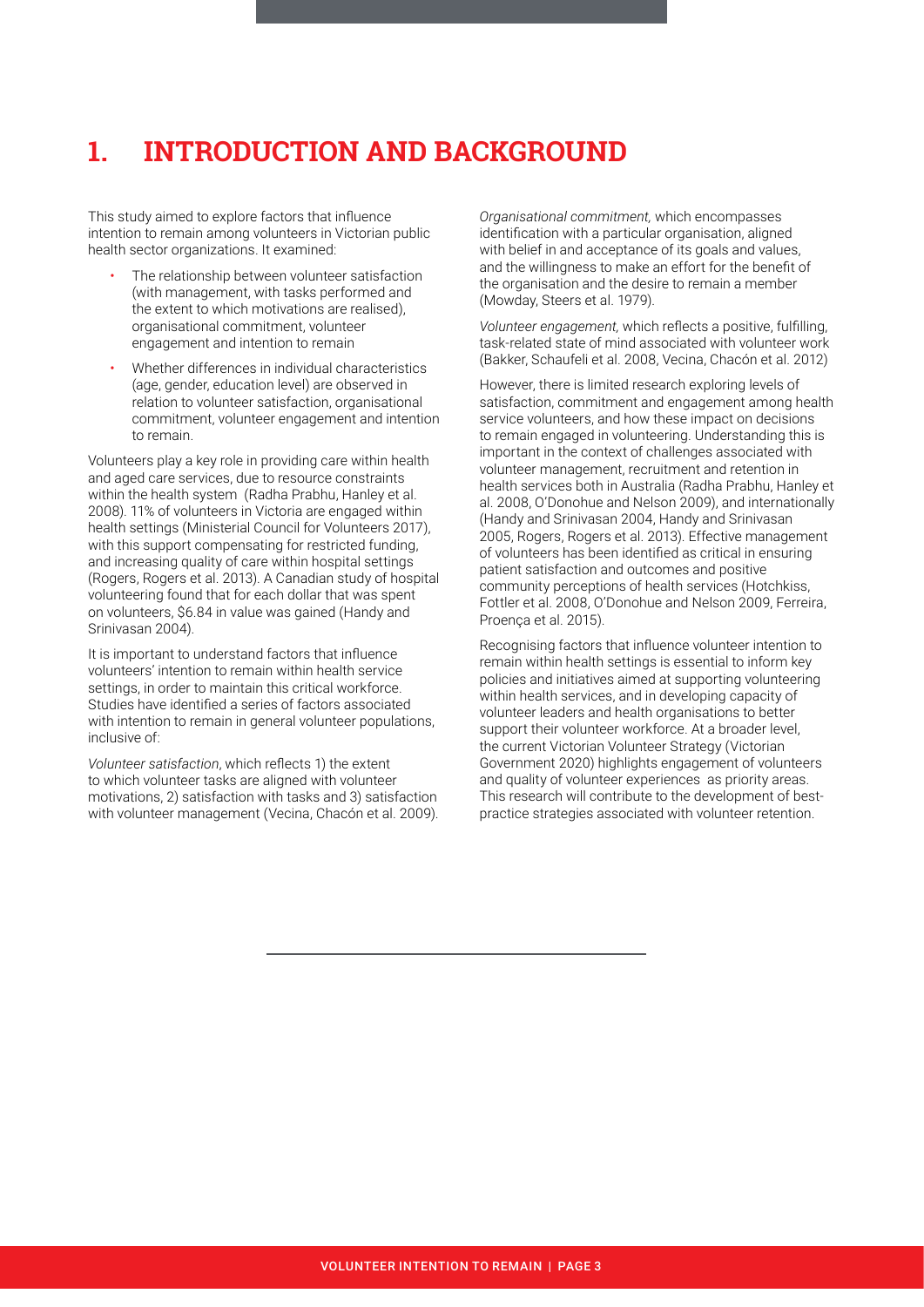# 1. INTRODUCTION AND BACKGROUND

This study aimed to explore factors that influence intention to remain among volunteers in Victorian public health sector organizations. It examined:

- The relationship between volunteer satisfaction (with management, with tasks performed and the extent to which motivations are realised), organisational commitment, volunteer engagement and intention to remain
- Whether differences in individual characteristics (age, gender, education level) are observed in relation to volunteer satisfaction, organisational commitment, volunteer engagement and intention to remain.

Volunteers play a key role in providing care within health and aged care services, due to resource constraints within the health system (Radha Prabhu, Hanley et al. 2008). 11% of volunteers in Victoria are engaged within health settings (Ministerial Council for Volunteers 2017), with this support compensating for restricted funding, and increasing quality of care within hospital settings (Rogers, Rogers et al. 2013). A Canadian study of hospital volunteering found that for each dollar that was spent on volunteers, $6.84 in value was gained (Handy and Srinivasan 2004).

It is important to understand factors that influence volunteers' intention to remain within health service settings, in order to maintain this critical workforce. Studies have identified a series of factors associated with intention to remain in general volunteer populations, inclusive of:

*Volunteer satisfaction*, which reflects 1) the extent to which volunteer tasks are aligned with volunteer motivations, 2) satisfaction with tasks and 3) satisfaction with volunteer management (Vecina, Chacón et al. 2009).

*Organisational commitment,* which encompasses identification with a particular organisation, aligned with belief in and acceptance of its goals and values, and the willingness to make an effort for the benefit of the organisation and the desire to remain a member (Mowday, Steers et al. 1979).

*Volunteer engagement,* which reflects a positive, fulfilling, task-related state of mind associated with volunteer work (Bakker, Schaufeli et al. 2008, Vecina, Chacón et al. 2012)

However, there is limited research exploring levels of satisfaction, commitment and engagement among health service volunteers, and how these impact on decisions to remain engaged in volunteering. Understanding this is important in the context of challenges associated with volunteer management, recruitment and retention in health services both in Australia (Radha Prabhu, Hanley et al. 2008, O'Donohue and Nelson 2009), and internationally (Handy and Srinivasan 2004, Handy and Srinivasan 2005, Rogers, Rogers et al. 2013). Effective management of volunteers has been identified as critical in ensuring patient satisfaction and outcomes and positive community perceptions of health services (Hotchkiss, Fottler et al. 2008, O'Donohue and Nelson 2009, Ferreira, Proença et al. 2015).

Recognising factors that influence volunteer intention to remain within health settings is essential to inform key policies and initiatives aimed at supporting volunteering within health services, and in developing capacity of volunteer leaders and health organisations to better support their volunteer workforce. At a broader level, the current Victorian Volunteer Strategy (Victorian Government 2020) highlights engagement of volunteers and quality of volunteer experiences as priority areas. This research will contribute to the development of best-practice strategies associated with volunteer retention.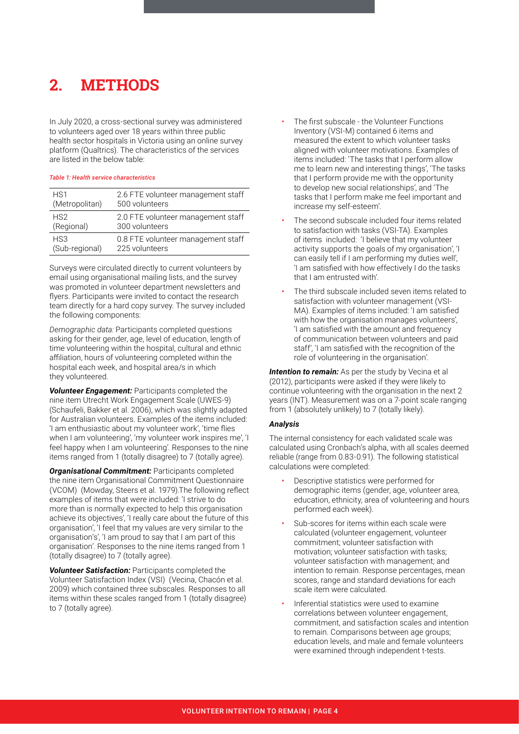# 2. METHODS

In July 2020, a cross-sectional survey was administered to volunteers aged over 18 years within three public health sector hospitals in Victoria using an online survey platform (Qualtrics). The characteristics of the services are listed in the below table:

*Table 1: Health service characteristics*

| | |
|---|---|
| HS1 (Metropolitan) | 2.6 FTE volunteer management staff 500 volunteers |
| HS2 (Regional) | 2.0 FTE volunteer management staff 300 volunteers |
| HS3 (Sub-regional) | 0.8 FTE volunteer management staff 225 volunteers |

Surveys were circulated directly to current volunteers by email using organisational mailing lists, and the survey was promoted in volunteer department newsletters and flyers. Participants were invited to contact the research team directly for a hard copy survey. The survey included the following components:

*Demographic data:* Participants completed questions asking for their gender, age, level of education, length of time volunteering within the hospital, cultural and ethnic affiliation, hours of volunteering completed within the hospital each week, and hospital area/s in which they volunteered.

***Volunteer Engagement:*** Participants completed the nine item Utrecht Work Engagement Scale (UWES-9) (Schaufeli, Bakker et al. 2006), which was slightly adapted for Australian volunteers. Examples of the items included: 'I am enthusiastic about my volunteer work', 'time flies when I am volunteering', 'my volunteer work inspires me', 'I feel happy when I am volunteering'. Responses to the nine items ranged from 1 (totally disagree) to 7 (totally agree).

***Organisational Commitment:*** Participants completed the nine item Organisational Commitment Questionnaire (VCOM) (Mowday, Steers et al. 1979).The following reflect examples of items that were included: 'I strive to do more than is normally expected to help this organisation achieve its objectives', 'I really care about the future of this organisation', 'I feel that my values are very similar to the organisation's', 'I am proud to say that I am part of this organisation'. Responses to the nine items ranged from 1 (totally disagree) to 7 (totally agree).

***Volunteer Satisfaction:*** Participants completed the Volunteer Satisfaction Index (VSI) (Vecina, Chacón et al. 2009) which contained three subscales. Responses to all items within these scales ranged from 1 (totally disagree) to 7 (totally agree).

- The first subscale - the Volunteer Functions Inventory (VSI-M) contained 6 items and measured the extent to which volunteer tasks aligned with volunteer motivations. Examples of items included: 'The tasks that I perform allow me to learn new and interesting things', 'The tasks that I perform provide me with the opportunity to develop new social relationships', and 'The tasks that I perform make me feel important and increase my self-esteem'.
- The second subscale included four items related to satisfaction with tasks (VSI-TA). Examples of items included: 'I believe that my volunteer activity supports the goals of my organisation', 'I can easily tell if I am performing my duties well', 'I am satisfied with how effectively I do the tasks that I am entrusted with'.
- The third subscale included seven items related to satisfaction with volunteer management (VSI-MA). Examples of items included: 'I am satisfied with how the organisation manages volunteers', 'I am satisfied with the amount and frequency of communication between volunteers and paid staff', 'I am satisfied with the recognition of the role of volunteering in the organisation'.

***Intention to remain:*** As per the study by Vecina et al (2012), participants were asked if they were likely to continue volunteering with the organisation in the next 2 years (INT). Measurement was on a 7-point scale ranging from 1 (absolutely unlikely) to 7 (totally likely).

***Analysis***

The internal consistency for each validated scale was calculated using Cronbach's alpha, with all scales deemed reliable (range from 0.83-0.91). The following statistical calculations were completed:

- Descriptive statistics were performed for demographic items (gender, age, volunteer area, education, ethnicity, area of volunteering and hours performed each week).
- Sub-scores for items within each scale were calculated (volunteer engagement, volunteer commitment; volunteer satisfaction with motivation; volunteer satisfaction with tasks; volunteer satisfaction with management; and intention to remain. Response percentages, mean scores, range and standard deviations for each scale item were calculated.
- Inferential statistics were used to examine correlations between volunteer engagement, commitment, and satisfaction scales and intention to remain. Comparisons between age groups; education levels, and male and female volunteers were examined through independent t-tests.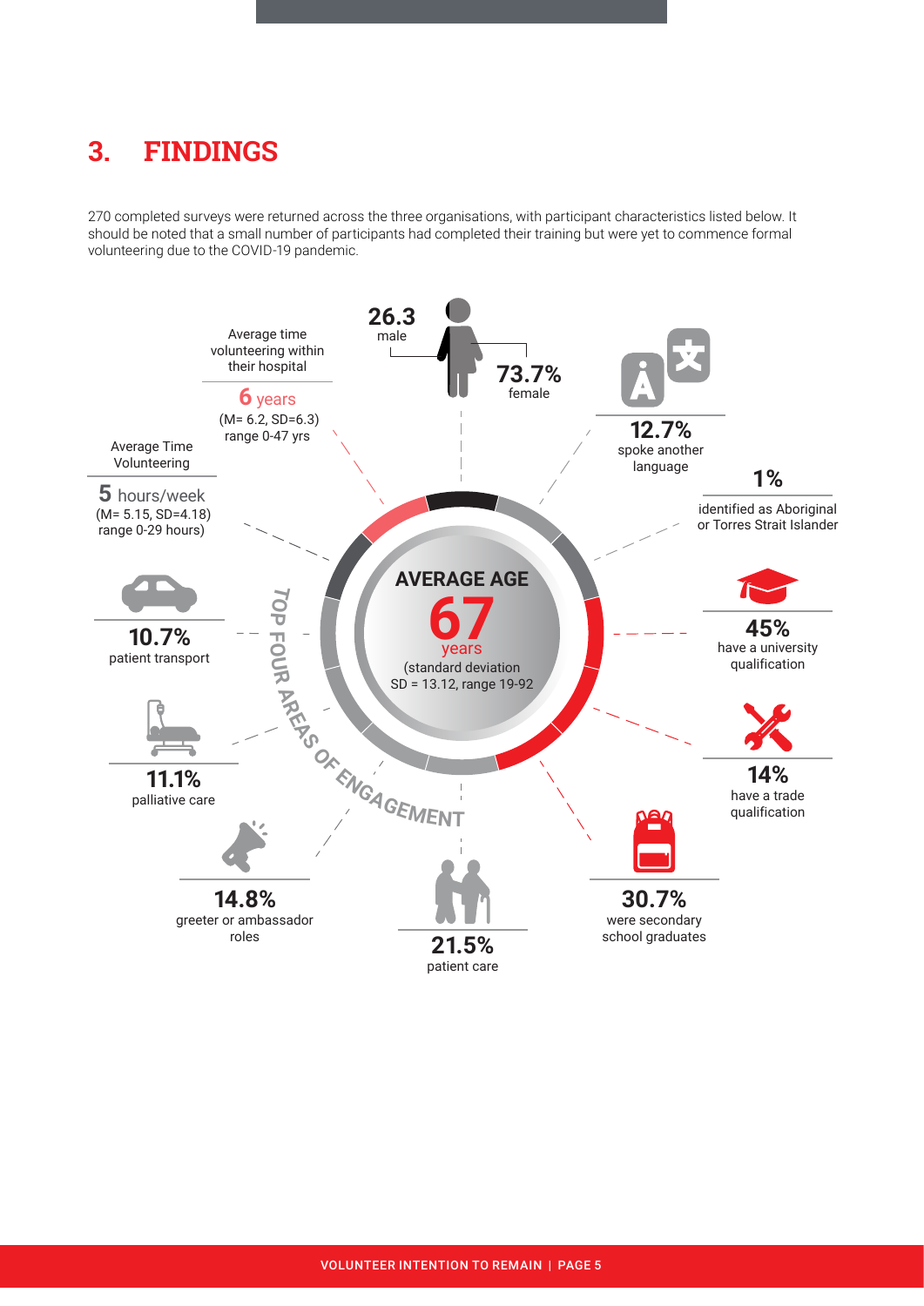# 3. FINDINGS

270 completed surveys were returned across the three organisations, with participant characteristics listed below. It should be noted that a small number of participants had completed their training but were yet to commence formal volunteering due to the COVID-19 pandemic.

**26.3** male

**73.7%** female

Average time volunteering within their hospital

**6** years
(M= 6.2, SD=6.3)
range 0-47 yrs

Average Time Volunteering

**5** hours/week
(M= 5.15, SD=4.18)
range 0-29 hours)

**12.7%** spoke another language

**1%** identified as Aboriginal or Torres Strait Islander

**AVERAGE AGE**

**67** years
(standard deviation SD = 13.12, range 19-92

**45%** have a university qualification

**14%** have a trade qualification

**30.7%** were secondary school graduates

**TOP FOUR AREAS OF ENGAGEMENT**

**10.7%** patient transport

**11.1%** palliative care

**14.8%** greeter or ambassador roles

**21.5%** patient care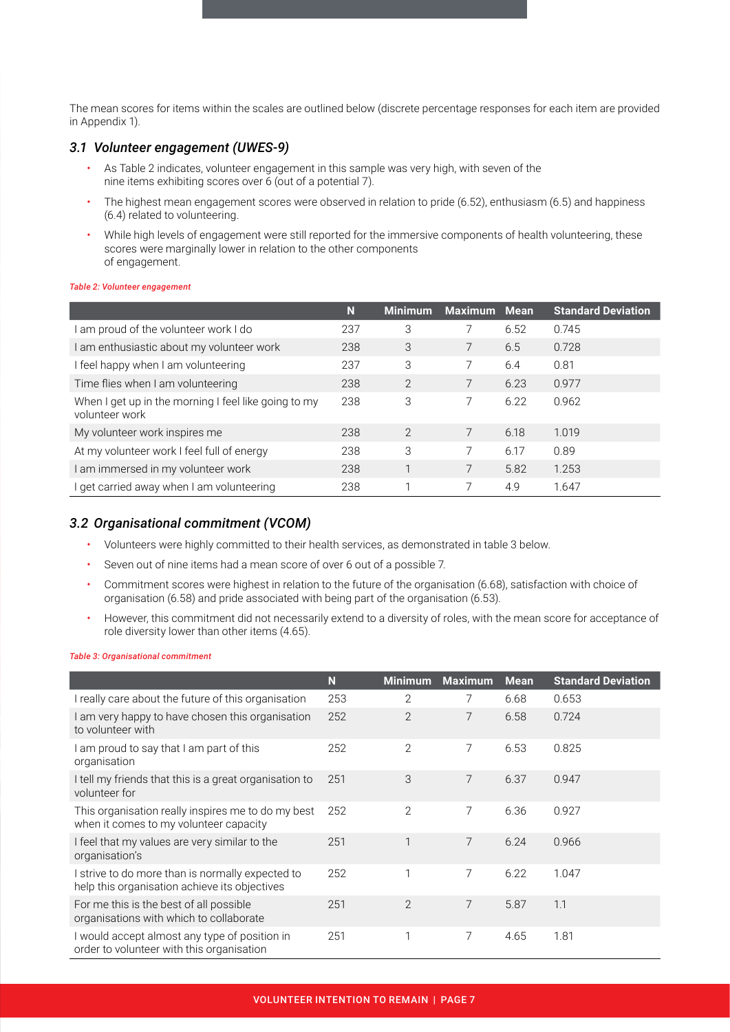The mean scores for items within the scales are outlined below (discrete percentage responses for each item are provided in Appendix 1).

### *3.1 Volunteer engagement (UWES-9)*

- As Table 2 indicates, volunteer engagement in this sample was very high, with seven of the nine items exhibiting scores over 6 (out of a potential 7).
- The highest mean engagement scores were observed in relation to pride (6.52), enthusiasm (6.5) and happiness (6.4) related to volunteering.
- While high levels of engagement were still reported for the immersive components of health volunteering, these scores were marginally lower in relation to the other components of engagement.

*Table 2: Volunteer engagement*

| | N | Minimum | Maximum | Mean | Standard Deviation |
|---|---|---|---|---|---|
| I am proud of the volunteer work I do | 237 | 3 | 7 | 6.52 | 0.745 |
| I am enthusiastic about my volunteer work | 238 | 3 | 7 | 6.5 | 0.728 |
| I feel happy when I am volunteering | 237 | 3 | 7 | 6.4 | 0.81 |
| Time flies when I am volunteering | 238 | 2 | 7 | 6.23 | 0.977 |
| When I get up in the morning I feel like going to my volunteer work | 238 | 3 | 7 | 6.22 | 0.962 |
| My volunteer work inspires me | 238 | 2 | 7 | 6.18 | 1.019 |
| At my volunteer work I feel full of energy | 238 | 3 | 7 | 6.17 | 0.89 |
| I am immersed in my volunteer work | 238 | 1 | 7 | 5.82 | 1.253 |
| I get carried away when I am volunteering | 238 | 1 | 7 | 4.9 | 1.647 |

### *3.2 Organisational commitment (VCOM)*

- Volunteers were highly committed to their health services, as demonstrated in table 3 below.
- Seven out of nine items had a mean score of over 6 out of a possible 7.
- Commitment scores were highest in relation to the future of the organisation (6.68), satisfaction with choice of organisation (6.58) and pride associated with being part of the organisation (6.53).
- However, this commitment did not necessarily extend to a diversity of roles, with the mean score for acceptance of role diversity lower than other items (4.65).

*Table 3: Organisational commitment*

| | N | Minimum | Maximum | Mean | Standard Deviation |
|---|---|---|---|---|---|
| I really care about the future of this organisation | 253 | 2 | 7 | 6.68 | 0.653 |
| I am very happy to have chosen this organisation to volunteer with | 252 | 2 | 7 | 6.58 | 0.724 |
| I am proud to say that I am part of this organisation | 252 | 2 | 7 | 6.53 | 0.825 |
| I tell my friends that this is a great organisation to volunteer for | 251 | 3 | 7 | 6.37 | 0.947 |
| This organisation really inspires me to do my best when it comes to my volunteer capacity | 252 | 2 | 7 | 6.36 | 0.927 |
| I feel that my values are very similar to the organisation's | 251 | 1 | 7 | 6.24 | 0.966 |
| I strive to do more than is normally expected to help this organisation achieve its objectives | 252 | 1 | 7 | 6.22 | 1.047 |
| For me this is the best of all possible organisations with which to collaborate | 251 | 2 | 7 | 5.87 | 1.1 |
| I would accept almost any type of position in order to volunteer with this organisation | 251 | 1 | 7 | 4.65 | 1.81 |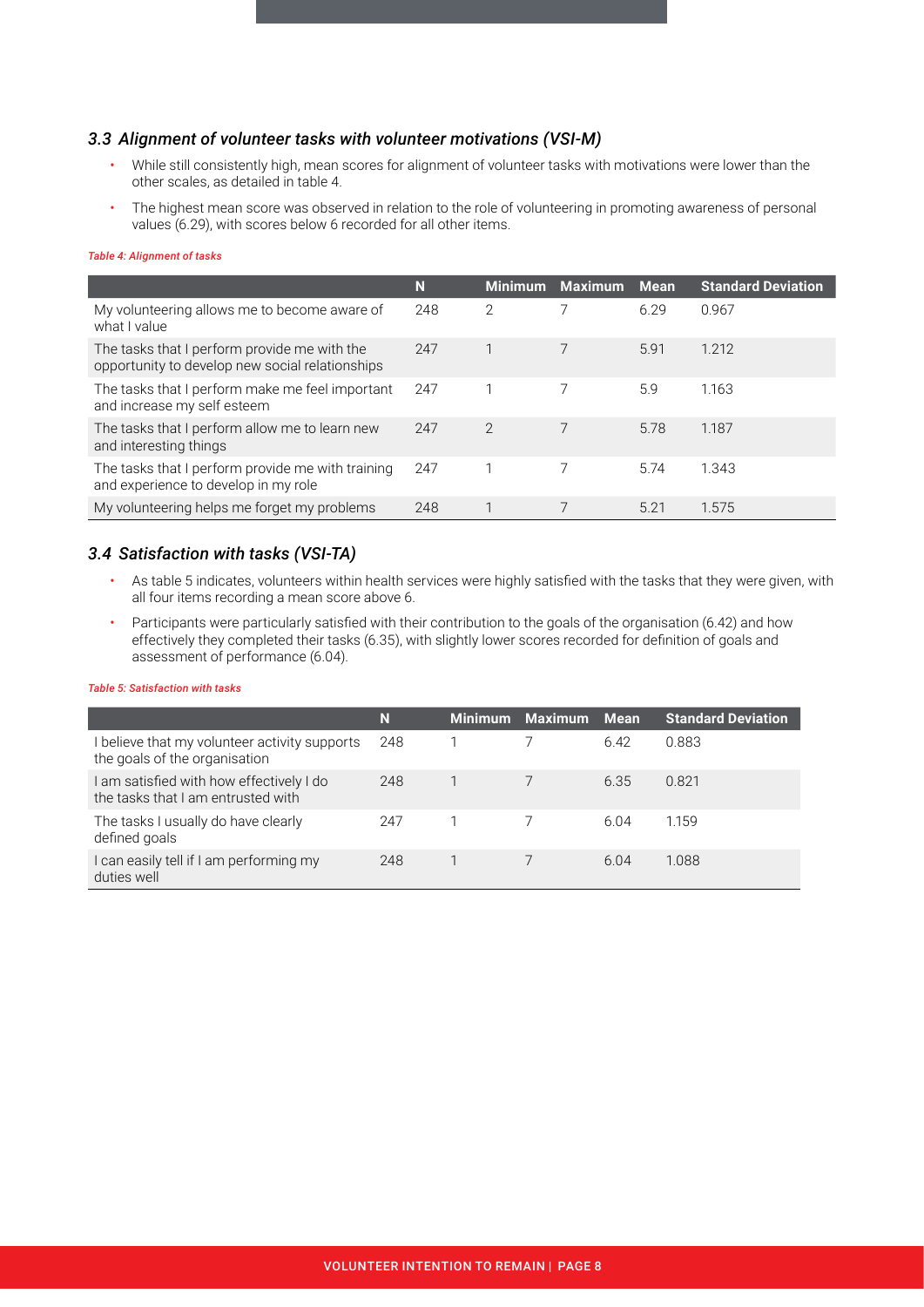### *3.3 Alignment of volunteer tasks with volunteer motivations (VSI-M)*

- While still consistently high, mean scores for alignment of volunteer tasks with motivations were lower than the other scales, as detailed in table 4.
- The highest mean score was observed in relation to the role of volunteering in promoting awareness of personal values (6.29), with scores below 6 recorded for all other items.

*Table 4: Alignment of tasks*

| | N | Minimum | Maximum | Mean | Standard Deviation |
|---|---|---|---|---|---|
| My volunteering allows me to become aware of what I value | 248 | 2 | 7 | 6.29 | 0.967 |
| The tasks that I perform provide me with the opportunity to develop new social relationships | 247 | 1 | 7 | 5.91 | 1.212 |
| The tasks that I perform make me feel important and increase my self esteem | 247 | 1 | 7 | 5.9 | 1.163 |
| The tasks that I perform allow me to learn new and interesting things | 247 | 2 | 7 | 5.78 | 1.187 |
| The tasks that I perform provide me with training and experience to develop in my role | 247 | 1 | 7 | 5.74 | 1.343 |
| My volunteering helps me forget my problems | 248 | 1 | 7 | 5.21 | 1.575 |

### *3.4 Satisfaction with tasks (VSI-TA)*

- As table 5 indicates, volunteers within health services were highly satisfied with the tasks that they were given, with all four items recording a mean score above 6.
- Participants were particularly satisfied with their contribution to the goals of the organisation (6.42) and how effectively they completed their tasks (6.35), with slightly lower scores recorded for definition of goals and assessment of performance (6.04).

*Table 5: Satisfaction with tasks*

| | N | Minimum | Maximum | Mean | Standard Deviation |
|---|---|---|---|---|---|
| I believe that my volunteer activity supports the goals of the organisation | 248 | 1 | 7 | 6.42 | 0.883 |
| I am satisfied with how effectively I do the tasks that I am entrusted with | 248 | 1 | 7 | 6.35 | 0.821 |
| The tasks I usually do have clearly defined goals | 247 | 1 | 7 | 6.04 | 1.159 |
| I can easily tell if I am performing my duties well | 248 | 1 | 7 | 6.04 | 1.088 |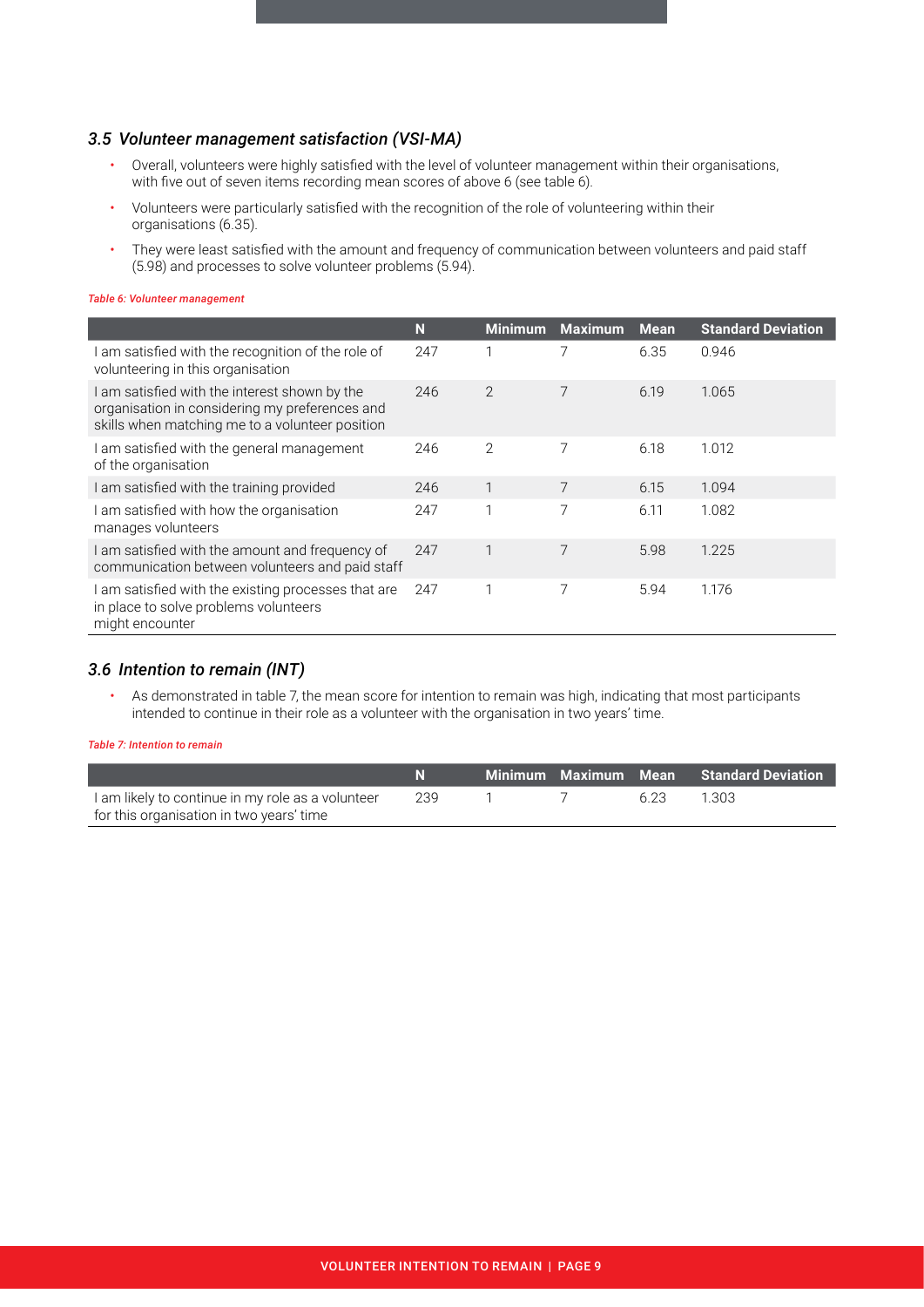### 3.5 Volunteer management satisfaction (VSI-MA)

- Overall, volunteers were highly satisfied with the level of volunteer management within their organisations, with five out of seven items recording mean scores of above 6 (see table 6).
- Volunteers were particularly satisfied with the recognition of the role of volunteering within their organisations (6.35).
- They were least satisfied with the amount and frequency of communication between volunteers and paid staff (5.98) and processes to solve volunteer problems (5.94).

*Table 6: Volunteer management*

| | N | Minimum | Maximum | Mean | Standard Deviation |
|---|---|---|---|---|---|
| I am satisfied with the recognition of the role of volunteering in this organisation | 247 | 1 | 7 | 6.35 | 0.946 |
| I am satisfied with the interest shown by the organisation in considering my preferences and skills when matching me to a volunteer position | 246 | 2 | 7 | 6.19 | 1.065 |
| I am satisfied with the general management of the organisation | 246 | 2 | 7 | 6.18 | 1.012 |
| I am satisfied with the training provided | 246 | 1 | 7 | 6.15 | 1.094 |
| I am satisfied with how the organisation manages volunteers | 247 | 1 | 7 | 6.11 | 1.082 |
| I am satisfied with the amount and frequency of communication between volunteers and paid staff | 247 | 1 | 7 | 5.98 | 1.225 |
| I am satisfied with the existing processes that are in place to solve problems volunteers might encounter | 247 | 1 | 7 | 5.94 | 1.176 |

### 3.6 Intention to remain (INT)

- As demonstrated in table 7, the mean score for intention to remain was high, indicating that most participants intended to continue in their role as a volunteer with the organisation in two years' time.

*Table 7: Intention to remain*

| | N | Minimum | Maximum | Mean | Standard Deviation |
|---|---|---|---|---|---|
| I am likely to continue in my role as a volunteer for this organisation in two years' time | 239 | 1 | 7 | 6.23 | 1.303 |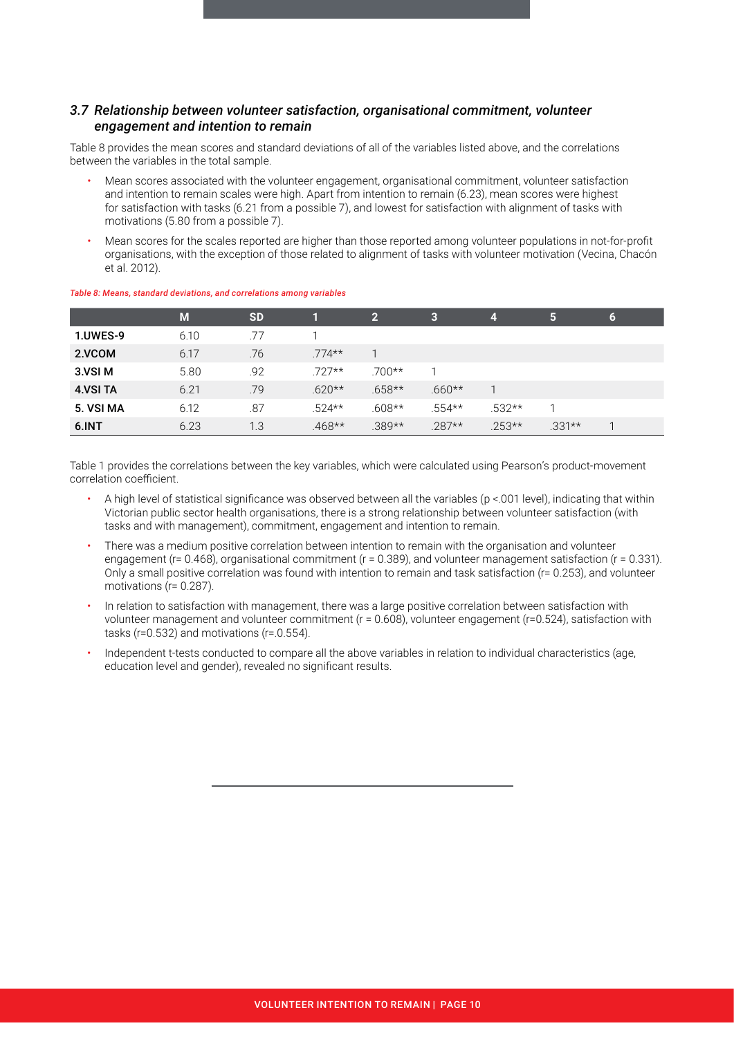### 3.7 *Relationship between volunteer satisfaction, organisational commitment, volunteer engagement and intention to remain*

Table 8 provides the mean scores and standard deviations of all of the variables listed above, and the correlations between the variables in the total sample.

- Mean scores associated with the volunteer engagement, organisational commitment, volunteer satisfaction and intention to remain scales were high. Apart from intention to remain (6.23), mean scores were highest for satisfaction with tasks (6.21 from a possible 7), and lowest for satisfaction with alignment of tasks with motivations (5.80 from a possible 7).
- Mean scores for the scales reported are higher than those reported among volunteer populations in not-for-profit organisations, with the exception of those related to alignment of tasks with volunteer motivation (Vecina, Chacón et al. 2012).

*Table 8: Means, standard deviations, and correlations among variables*

| | M | SD | 1 | 2 | 3 | 4 | 5 | 6 |
|---|---|---|---|---|---|---|---|---|
| **1.UWES-9** | 6.10 | .77 | 1 | | | | | |
| **2.VCOM** | 6.17 | .76 | .774** | 1 | | | | |
| **3.VSI M** | 5.80 | .92 | .727** | .700** | 1 | | | |
| **4.VSI TA** | 6.21 | .79 | .620** | .658** | .660** | 1 | | |
| **5. VSI MA** | 6.12 | .87 | .524** | .608** | .554** | .532** | 1 | |
| **6.INT** | 6.23 | 1.3 | .468** | .389** | .287** | .253** | .331** | 1 |

Table 1 provides the correlations between the key variables, which were calculated using Pearson's product-movement correlation coefficient.

- A high level of statistical significance was observed between all the variables ($p < .001$ level), indicating that within Victorian public sector health organisations, there is a strong relationship between volunteer satisfaction (with tasks and with management), commitment, engagement and intention to remain.
- There was a medium positive correlation between intention to remain with the organisation and volunteer engagement ($r = 0.468$), organisational commitment ($r = 0.389$), and volunteer management satisfaction ($r = 0.331$). Only a small positive correlation was found with intention to remain and task satisfaction ($r = 0.253$), and volunteer motivations ($r = 0.287$).
- In relation to satisfaction with management, there was a large positive correlation between satisfaction with volunteer management and volunteer commitment ($r = 0.608$), volunteer engagement ($r=0.524$), satisfaction with tasks ($r=0.532$) and motivations ($r=.0.554$).
- Independent t-tests conducted to compare all the above variables in relation to individual characteristics (age, education level and gender), revealed no significant results.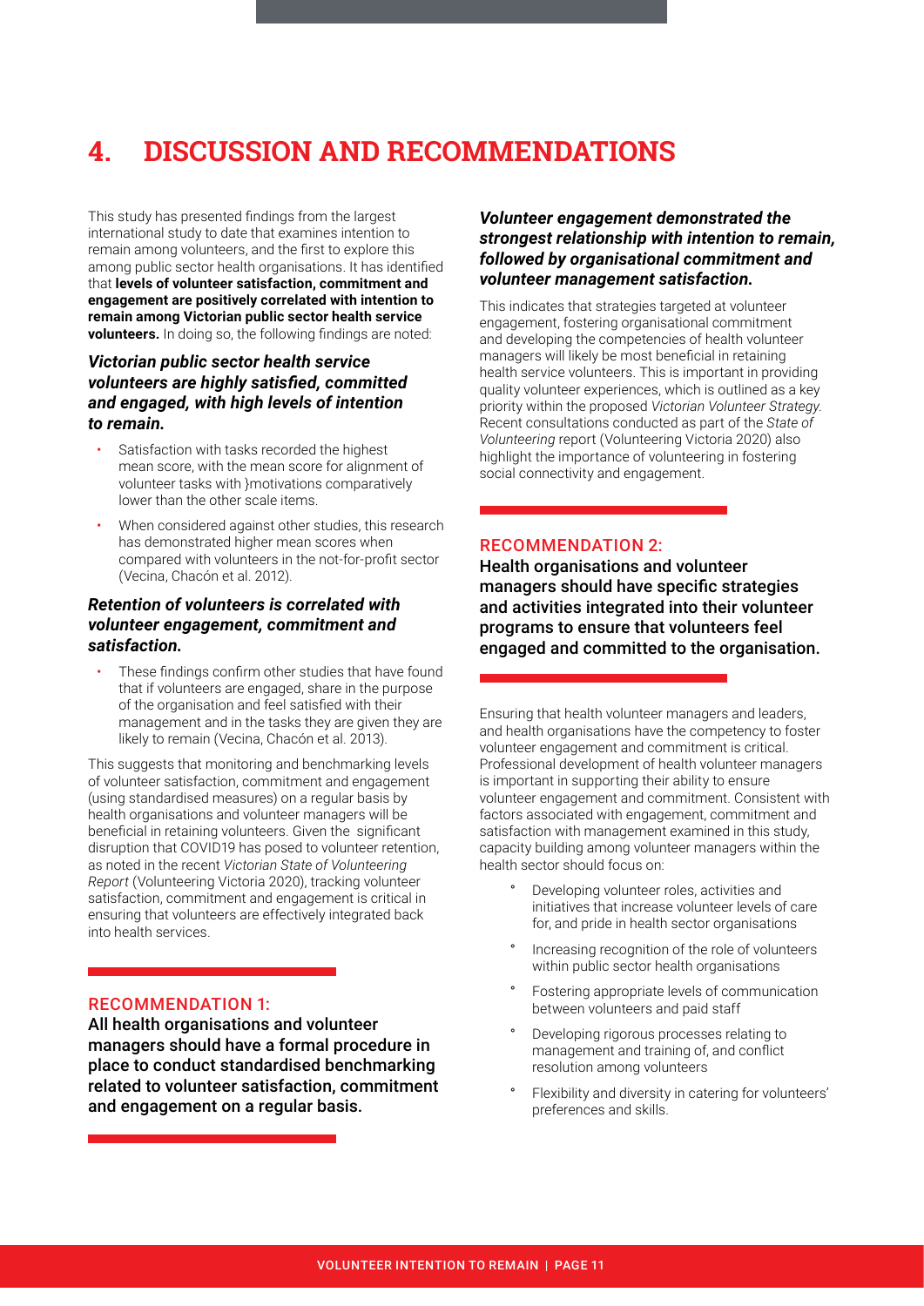# 4. DISCUSSION AND RECOMMENDATIONS

This study has presented findings from the largest international study to date that examines intention to remain among volunteers, and the first to explore this among public sector health organisations. It has identified that **levels of volunteer satisfaction, commitment and engagement are positively correlated with intention to remain among Victorian public sector health service volunteers.** In doing so, the following findings are noted:

### *Victorian public sector health service volunteers are highly satisfied, committed and engaged, with high levels of intention to remain.*

- Satisfaction with tasks recorded the highest mean score, with the mean score for alignment of volunteer tasks with }motivations comparatively lower than the other scale items.
- When considered against other studies, this research has demonstrated higher mean scores when compared with volunteers in the not-for-profit sector (Vecina, Chacón et al. 2012).

### *Retention of volunteers is correlated with volunteer engagement, commitment and satisfaction.*

- These findings confirm other studies that have found that if volunteers are engaged, share in the purpose of the organisation and feel satisfied with their management and in the tasks they are given they are likely to remain (Vecina, Chacón et al. 2013).

This suggests that monitoring and benchmarking levels of volunteer satisfaction, commitment and engagement (using standardised measures) on a regular basis by health organisations and volunteer managers will be beneficial in retaining volunteers. Given the significant disruption that COVID19 has posed to volunteer retention, as noted in the recent *Victorian State of Volunteering Report* (Volunteering Victoria 2020), tracking volunteer satisfaction, commitment and engagement is critical in ensuring that volunteers are effectively integrated back into health services.

RECOMMENDATION 1:

**All health organisations and volunteer managers should have a formal procedure in place to conduct standardised benchmarking related to volunteer satisfaction, commitment and engagement on a regular basis.**

### *Volunteer engagement demonstrated the strongest relationship with intention to remain, followed by organisational commitment and volunteer management satisfaction.*

This indicates that strategies targeted at volunteer engagement, fostering organisational commitment and developing the competencies of health volunteer managers will likely be most beneficial in retaining health service volunteers. This is important in providing quality volunteer experiences, which is outlined as a key priority within the proposed *Victorian Volunteer Strategy*. Recent consultations conducted as part of the *State of Volunteering* report (Volunteering Victoria 2020) also highlight the importance of volunteering in fostering social connectivity and engagement.

RECOMMENDATION 2:

**Health organisations and volunteer managers should have specific strategies and activities integrated into their volunteer programs to ensure that volunteers feel engaged and committed to the organisation.**

Ensuring that health volunteer managers and leaders, and health organisations have the competency to foster volunteer engagement and commitment is critical. Professional development of health volunteer managers is important in supporting their ability to ensure volunteer engagement and commitment. Consistent with factors associated with engagement, commitment and satisfaction with management examined in this study, capacity building among volunteer managers within the health sector should focus on:

- Developing volunteer roles, activities and initiatives that increase volunteer levels of care for, and pride in health sector organisations
- Increasing recognition of the role of volunteers within public sector health organisations
- Fostering appropriate levels of communication between volunteers and paid staff
- Developing rigorous processes relating to management and training of, and conflict resolution among volunteers
- Flexibility and diversity in catering for volunteers' preferences and skills.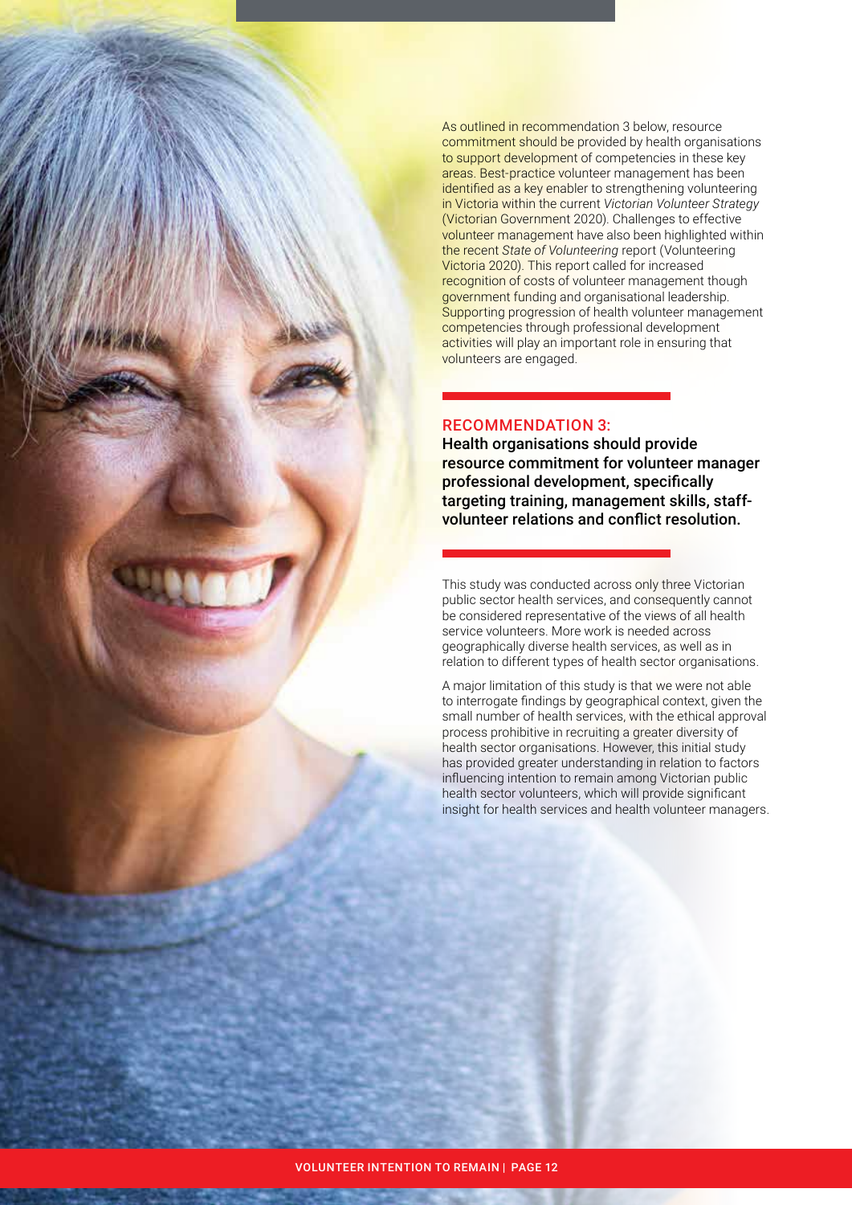As outlined in recommendation 3 below, resource commitment should be provided by health organisations to support development of competencies in these key areas. Best-practice volunteer management has been identified as a key enabler to strengthening volunteering in Victoria within the current *Victorian Volunteer Strategy* (Victorian Government 2020). Challenges to effective volunteer management have also been highlighted within the recent *State of Volunteering* report (Volunteering Victoria 2020). This report called for increased recognition of costs of volunteer management though government funding and organisational leadership. Supporting progression of health volunteer management competencies through professional development activities will play an important role in ensuring that volunteers are engaged.

### RECOMMENDATION 3:

**Health organisations should provide resource commitment for volunteer manager professional development, specifically targeting training, management skills, staff-volunteer relations and conflict resolution.**

This study was conducted across only three Victorian public sector health services, and consequently cannot be considered representative of the views of all health service volunteers. More work is needed across geographically diverse health services, as well as in relation to different types of health sector organisations.

A major limitation of this study is that we were not able to interrogate findings by geographical context, given the small number of health services, with the ethical approval process prohibitive in recruiting a greater diversity of health sector organisations. However, this initial study has provided greater understanding in relation to factors influencing intention to remain among Victorian public health sector volunteers, which will provide significant insight for health services and health volunteer managers.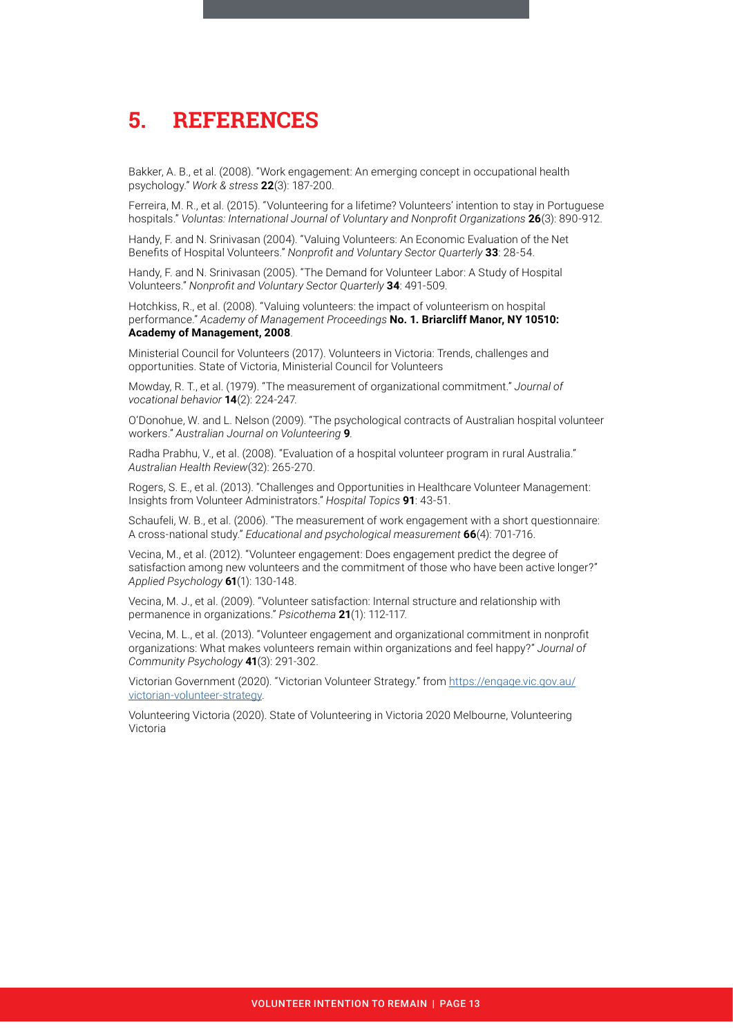# 5. REFERENCES

Bakker, A. B., et al. (2008). "Work engagement: An emerging concept in occupational health psychology." *Work & stress* **22**(3): 187-200.

Ferreira, M. R., et al. (2015). "Volunteering for a lifetime? Volunteers' intention to stay in Portuguese hospitals." *Voluntas: International Journal of Voluntary and Nonprofit Organizations* **26**(3): 890-912.

Handy, F. and N. Srinivasan (2004). "Valuing Volunteers: An Economic Evaluation of the Net Benefits of Hospital Volunteers." *Nonprofit and Voluntary Sector Quarterly* **33**: 28-54.

Handy, F. and N. Srinivasan (2005). "The Demand for Volunteer Labor: A Study of Hospital Volunteers." *Nonprofit and Voluntary Sector Quarterly* **34**: 491-509.

Hotchkiss, R., et al. (2008). "Valuing volunteers: the impact of volunteerism on hospital performance." *Academy of Management Proceedings* **No. 1. Briarcliff Manor, NY 10510: Academy of Management, 2008**.

Ministerial Council for Volunteers (2017). Volunteers in Victoria: Trends, challenges and opportunities. State of Victoria, Ministerial Council for Volunteers

Mowday, R. T., et al. (1979). "The measurement of organizational commitment." *Journal of vocational behavior* **14**(2): 224-247.

O'Donohue, W. and L. Nelson (2009). "The psychological contracts of Australian hospital volunteer workers." *Australian Journal on Volunteering* **9**.

Radha Prabhu, V., et al. (2008). "Evaluation of a hospital volunteer program in rural Australia." *Australian Health Review*(32): 265-270.

Rogers, S. E., et al. (2013). "Challenges and Opportunities in Healthcare Volunteer Management: Insights from Volunteer Administrators." *Hospital Topics* **91**: 43-51.

Schaufeli, W. B., et al. (2006). "The measurement of work engagement with a short questionnaire: A cross-national study." *Educational and psychological measurement* **66**(4): 701-716.

Vecina, M., et al. (2012). "Volunteer engagement: Does engagement predict the degree of satisfaction among new volunteers and the commitment of those who have been active longer?" *Applied Psychology* **61**(1): 130-148.

Vecina, M. J., et al. (2009). "Volunteer satisfaction: Internal structure and relationship with permanence in organizations." *Psicothema* **21**(1): 112-117.

Vecina, M. L., et al. (2013). "Volunteer engagement and organizational commitment in nonprofit organizations: What makes volunteers remain within organizations and feel happy?" *Journal of Community Psychology* **41**(3): 291-302.

Victorian Government (2020). "Victorian Volunteer Strategy." from [https://engage.vic.gov.au/victorian-volunteer-strategy](https://engage.vic.gov.au/victorian-volunteer-strategy).

Volunteering Victoria (2020). State of Volunteering in Victoria 2020 Melbourne, Volunteering Victoria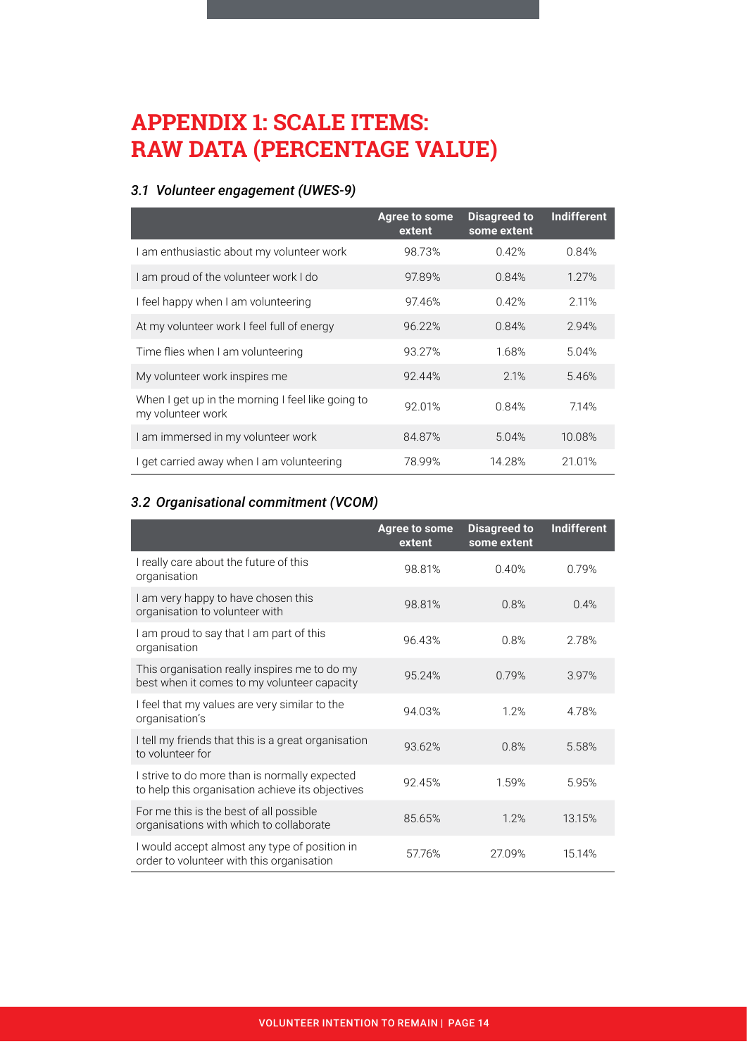# APPENDIX 1: SCALE ITEMS: RAW DATA (PERCENTAGE VALUE)

### *3.1 Volunteer engagement (UWES-9)*

| | Agree to some extent | Disagreed to some extent | Indifferent |
|---|---|---|---|
| I am enthusiastic about my volunteer work | 98.73% | 0.42% | 0.84% |
| I am proud of the volunteer work I do | 97.89% | 0.84% | 1.27% |
| I feel happy when I am volunteering | 97.46% | 0.42% | 2.11% |
| At my volunteer work I feel full of energy | 96.22% | 0.84% | 2.94% |
| Time flies when I am volunteering | 93.27% | 1.68% | 5.04% |
| My volunteer work inspires me | 92.44% | 2.1% | 5.46% |
| When I get up in the morning I feel like going to my volunteer work | 92.01% | 0.84% | 7.14% |
| I am immersed in my volunteer work | 84.87% | 5.04% | 10.08% |
| I get carried away when I am volunteering | 78.99% | 14.28% | 21.01% |

### *3.2 Organisational commitment (VCOM)*

| | Agree to some extent | Disagreed to some extent | Indifferent |
|---|---|---|---|
| I really care about the future of this organisation | 98.81% | 0.40% | 0.79% |
| I am very happy to have chosen this organisation to volunteer with | 98.81% | 0.8% | 0.4% |
| I am proud to say that I am part of this organisation | 96.43% | 0.8% | 2.78% |
| This organisation really inspires me to do my best when it comes to my volunteer capacity | 95.24% | 0.79% | 3.97% |
| I feel that my values are very similar to the organisation's | 94.03% | 1.2% | 4.78% |
| I tell my friends that this is a great organisation to volunteer for | 93.62% | 0.8% | 5.58% |
| I strive to do more than is normally expected to help this organisation achieve its objectives | 92.45% | 1.59% | 5.95% |
| For me this is the best of all possible organisations with which to collaborate | 85.65% | 1.2% | 13.15% |
| I would accept almost any type of position in order to volunteer with this organisation | 57.76% | 27.09% | 15.14% |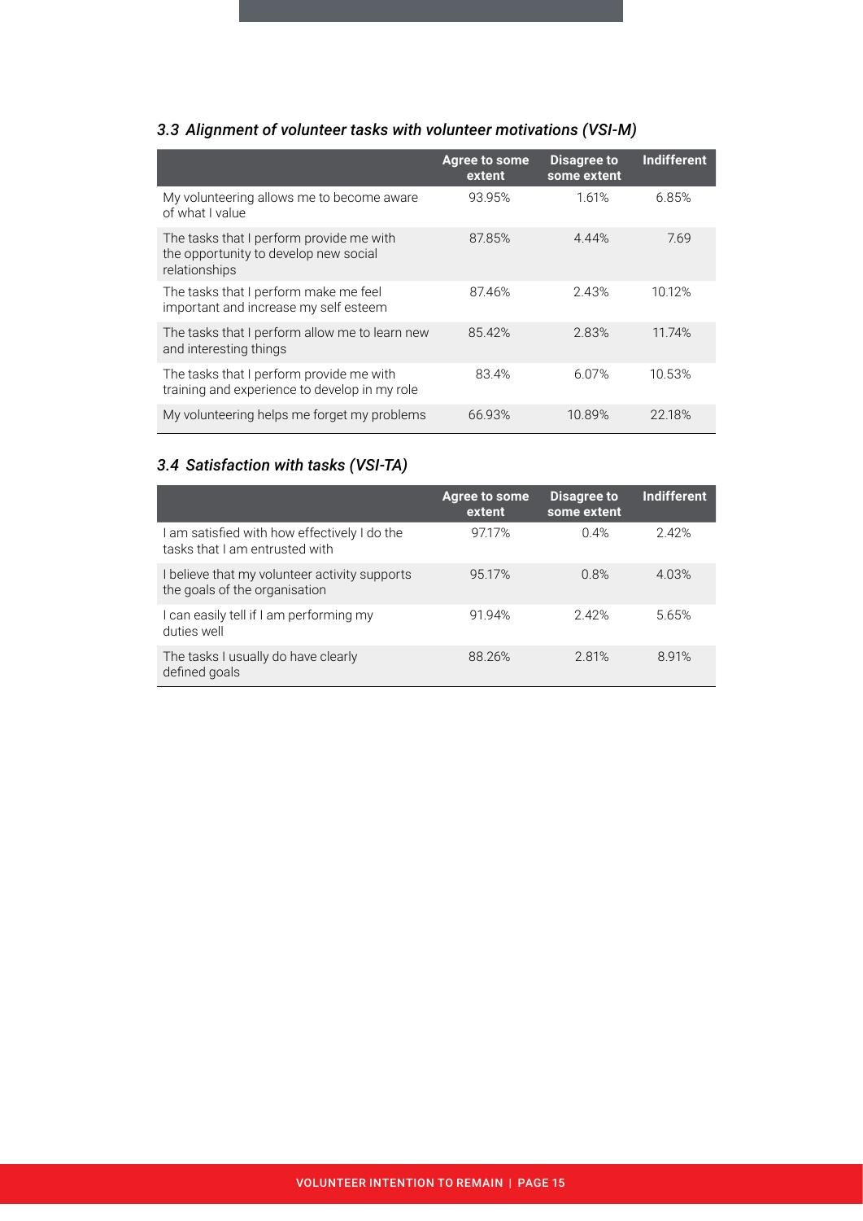### *3.3 Alignment of volunteer tasks with volunteer motivations (VSI-M)*

| | Agree to some extent | Disagree to some extent | Indifferent |
|---|---|---|---|
| My volunteering allows me to become aware of what I value | 93.95% | 1.61% | 6.85% |
| The tasks that I perform provide me with the opportunity to develop new social relationships | 87.85% | 4.44% | 7.69 |
| The tasks that I perform make me feel important and increase my self esteem | 87.46% | 2.43% | 10.12% |
| The tasks that I perform allow me to learn new and interesting things | 85.42% | 2.83% | 11.74% |
| The tasks that I perform provide me with training and experience to develop in my role | 83.4% | 6.07% | 10.53% |
| My volunteering helps me forget my problems | 66.93% | 10.89% | 22.18% |

### *3.4 Satisfaction with tasks (VSI-TA)*

| | Agree to some extent | Disagree to some extent | Indifferent |
|---|---|---|---|
| I am satisfied with how effectively I do the tasks that I am entrusted with | 97.17% | 0.4% | 2.42% |
| I believe that my volunteer activity supports the goals of the organisation | 95.17% | 0.8% | 4.03% |
| I can easily tell if I am performing my duties well | 91.94% | 2.42% | 5.65% |
| The tasks I usually do have clearly defined goals | 88.26% | 2.81% | 8.91% |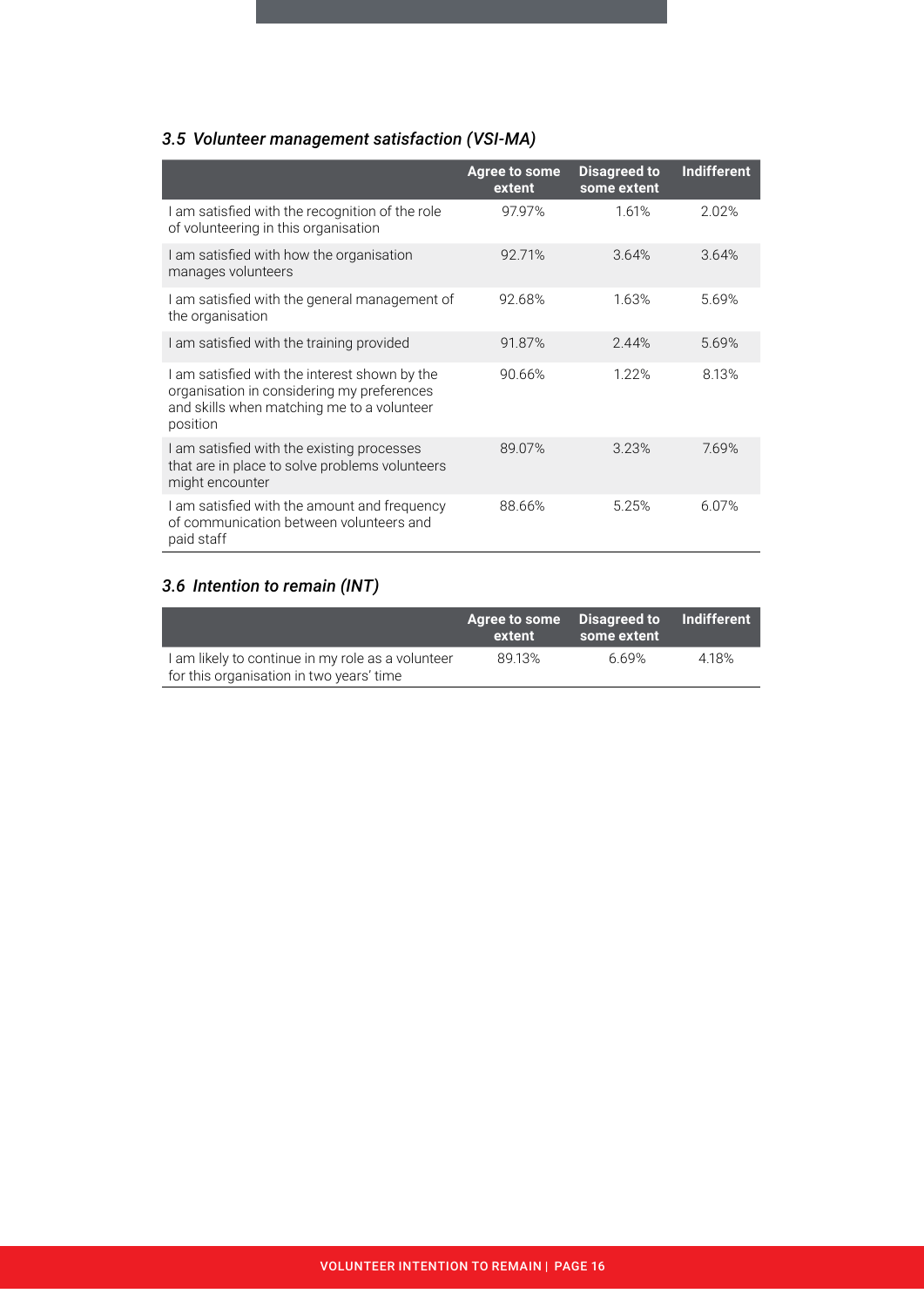### 3.5 *Volunteer management satisfaction (VSI-MA)*

| | Agree to some extent | Disagreed to some extent | Indifferent |
|---|---|---|---|
| I am satisfied with the recognition of the role of volunteering in this organisation | 97.97% | 1.61% | 2.02% |
| I am satisfied with how the organisation manages volunteers | 92.71% | 3.64% | 3.64% |
| I am satisfied with the general management of the organisation | 92.68% | 1.63% | 5.69% |
| I am satisfied with the training provided | 91.87% | 2.44% | 5.69% |
| I am satisfied with the interest shown by the organisation in considering my preferences and skills when matching me to a volunteer position | 90.66% | 1.22% | 8.13% |
| I am satisfied with the existing processes that are in place to solve problems volunteers might encounter | 89.07% | 3.23% | 7.69% |
| I am satisfied with the amount and frequency of communication between volunteers and paid staff | 88.66% | 5.25% | 6.07% |

### 3.6 *Intention to remain (INT)*

| | Agree to some extent | Disagreed to some extent | Indifferent |
|---|---|---|---|
| I am likely to continue in my role as a volunteer for this organisation in two years' time | 89.13% | 6.69% | 4.18% |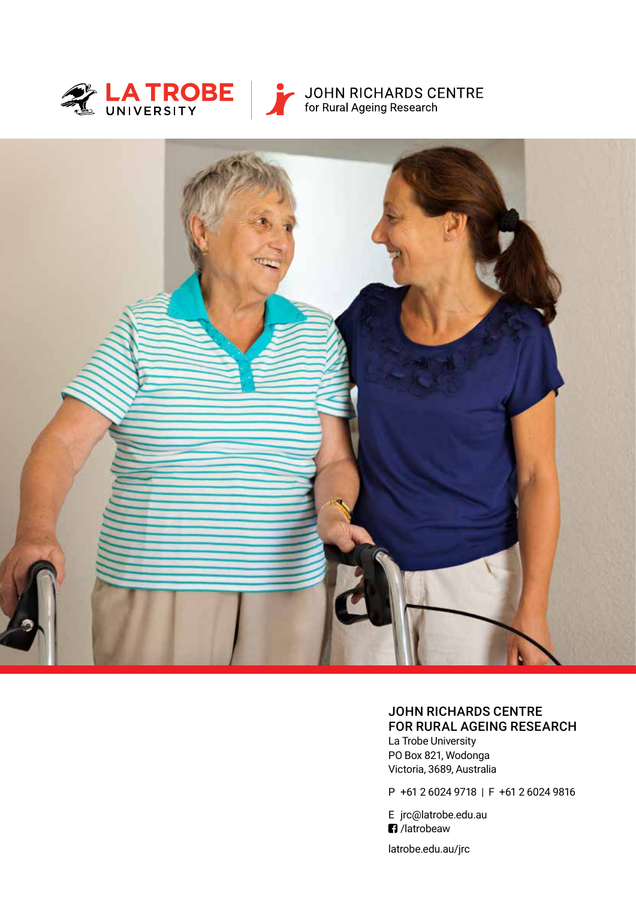LA TROBE UNIVERSITY

JOHN RICHARDS CENTRE
for Rural Ageing Research

**JOHN RICHARDS CENTRE FOR RURAL AGEING RESEARCH**

La Trobe University
PO Box 821, Wodonga
Victoria, 3689, Australia

P +61 2 6024 9718 | F +61 2 6024 9816

E jrc@latrobe.edu.au
/latrobeaw

latrobe.edu.au/jrc